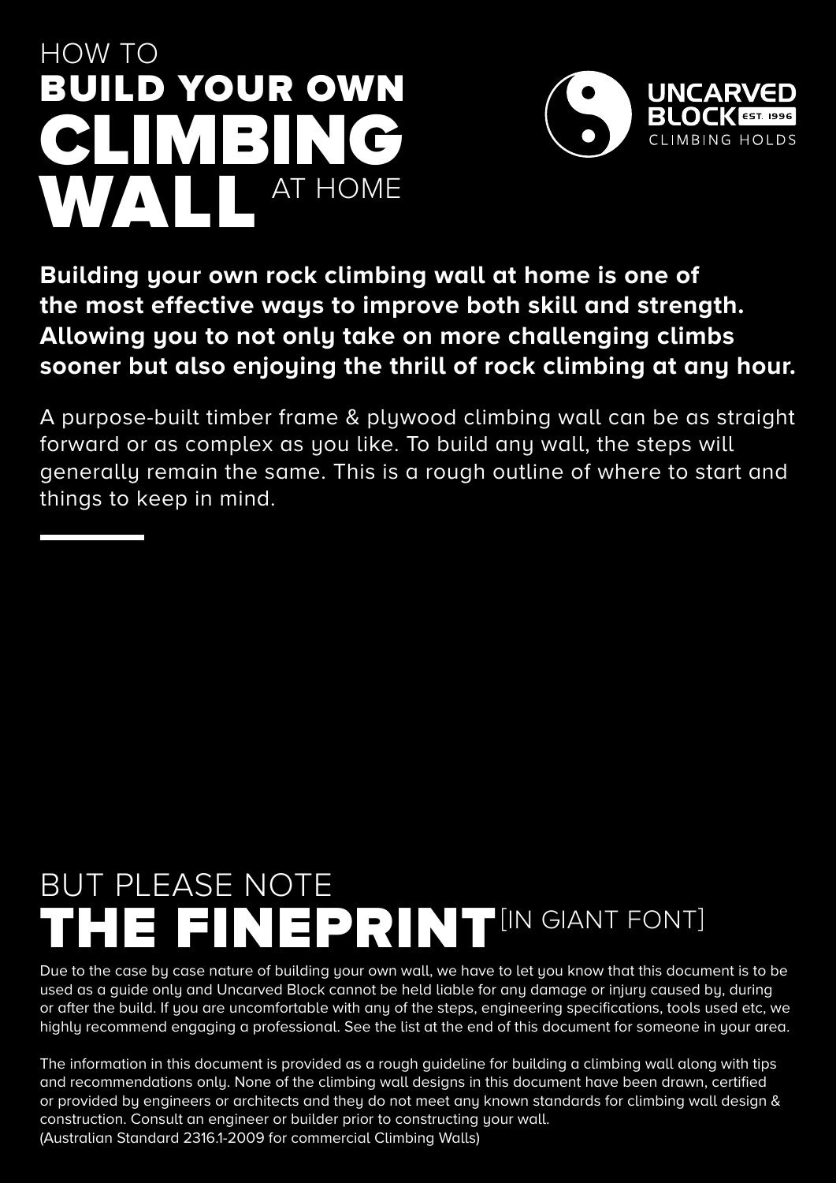# HOW TO BUILD YOUR OWN CLIMBING WALL AT HOME

UNCARVED BLOCK EST. 1996
CLIMBING HOLDS

**Building your own rock climbing wall at home is one of the most effective ways to improve both skill and strength. Allowing you to not only take on more challenging climbs sooner but also enjoying the thrill of rock climbing at any hour.**

A purpose-built timber frame & plywood climbing wall can be as straight forward or as complex as you like. To build any wall, the steps will generally remain the same. This is a rough outline of where to start and things to keep in mind.

## BUT PLEASE NOTE THE FINEPRINT [IN GIANT FONT]

Due to the case by case nature of building your own wall, we have to let you know that this document is to be used as a guide only and Uncarved Block cannot be held liable for any damage or injury caused by, during or after the build. If you are uncomfortable with any of the steps, engineering specifications, tools used etc, we highly recommend engaging a professional. See the list at the end of this document for someone in your area.

The information in this document is provided as a rough guideline for building a climbing wall along with tips and recommendations only. None of the climbing wall designs in this document have been drawn, certified or provided by engineers or architects and they do not meet any known standards for climbing wall design & construction. Consult an engineer or builder prior to constructing your wall.
(Australian Standard 2316.1-2009 for commercial Climbing Walls)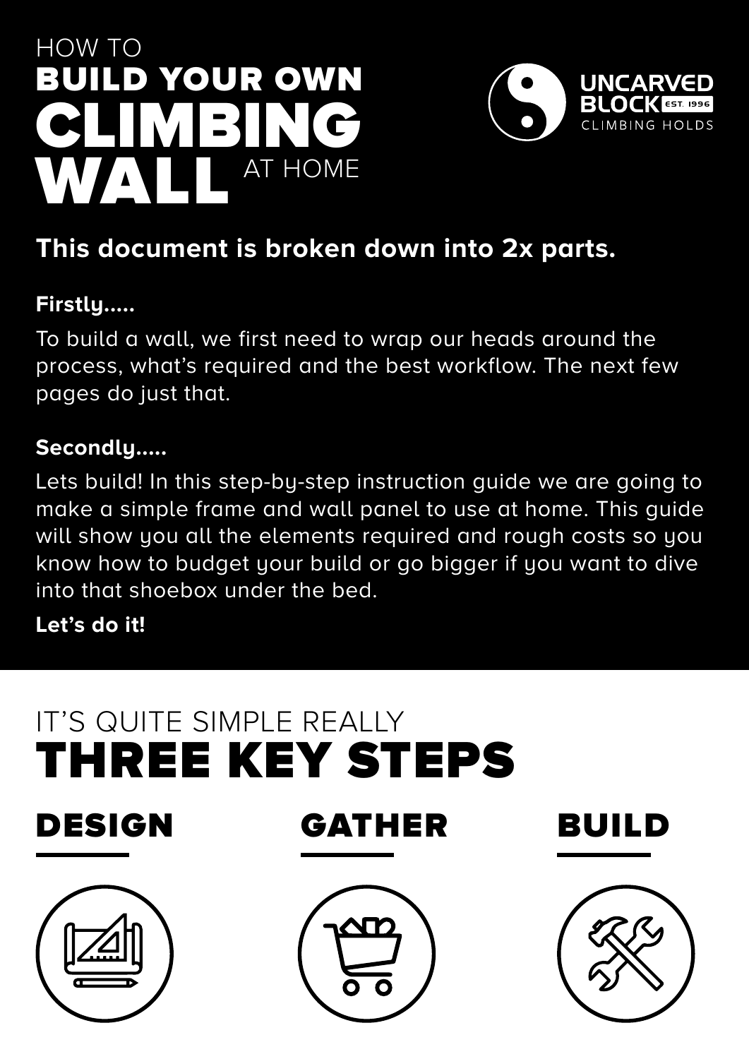# HOW TO BUILD YOUR OWN CLIMBING WALL AT HOME

UNCARVED BLOCK EST. 1996 CLIMBING HOLDS

## This document is broken down into 2x parts.

**Firstly.....**

To build a wall, we first need to wrap our heads around the process, what's required and the best workflow. The next few pages do just that.

**Secondly.....**

Lets build! In this step-by-step instruction guide we are going to make a simple frame and wall panel to use at home. This guide will show you all the elements required and rough costs so you know how to budget your build or go bigger if you want to dive into that shoebox under the bed.

**Let's do it!**

## IT'S QUITE SIMPLE REALLY THREE KEY STEPS

### DESIGN

### GATHER

### BUILD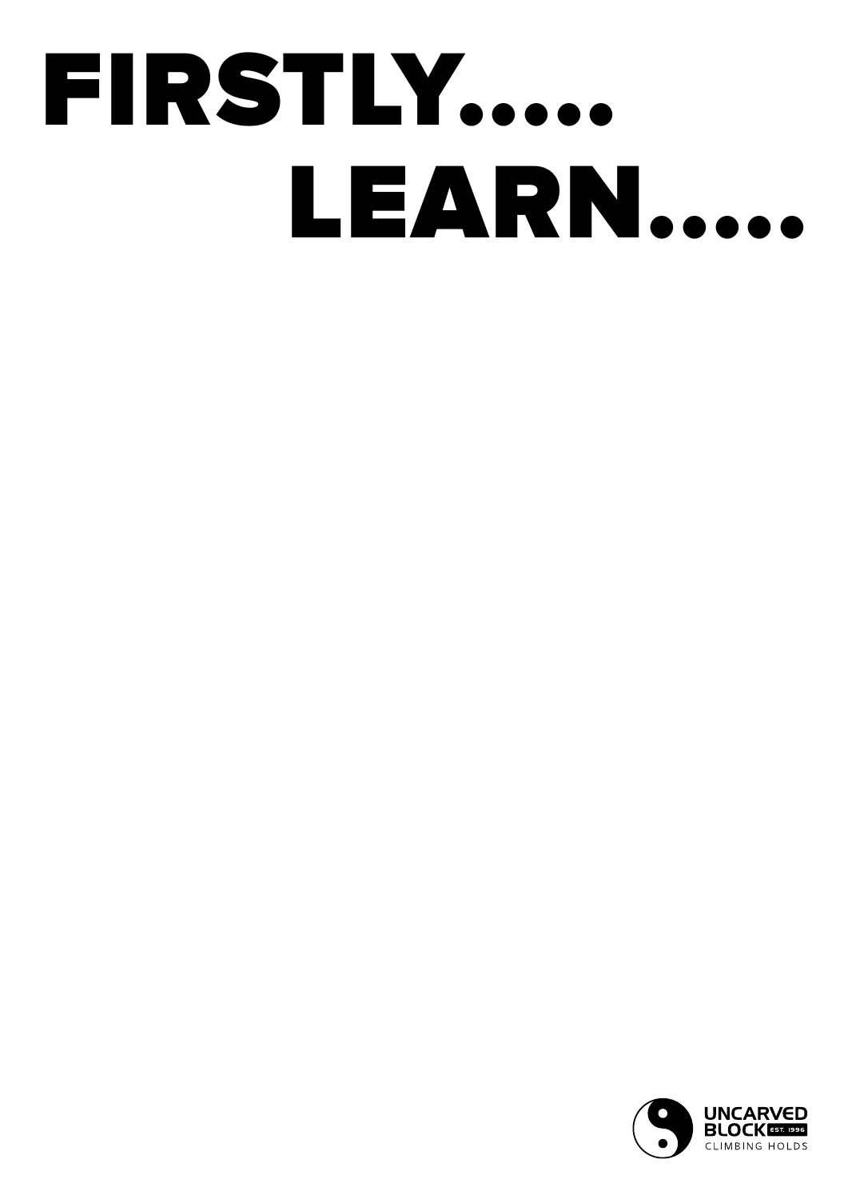# FIRSTLY.....
# LEARN.....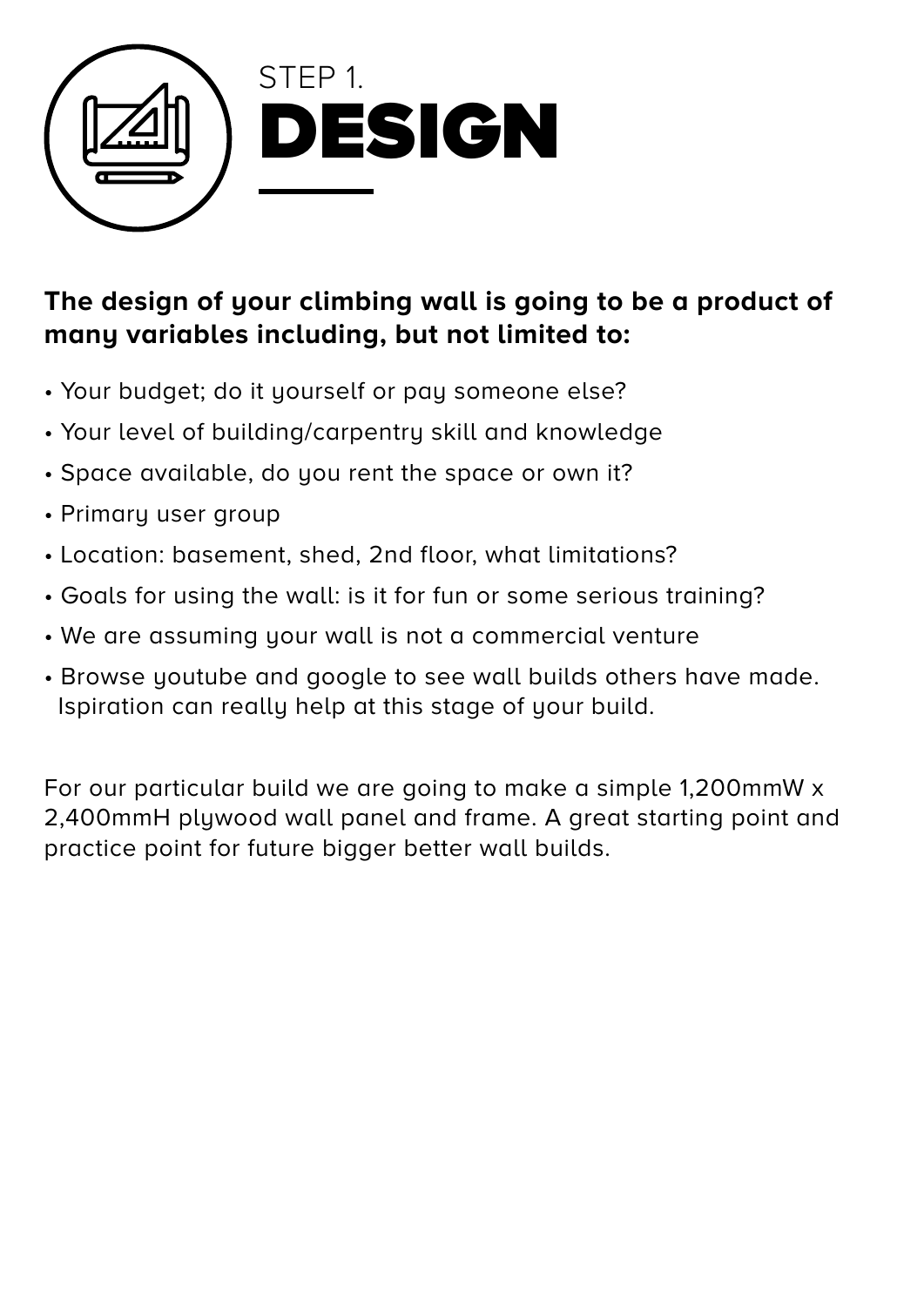STEP 1.

# DESIGN

**The design of your climbing wall is going to be a product of many variables including, but not limited to:**

- Your budget; do it yourself or pay someone else?
- Your level of building/carpentry skill and knowledge
- Space available, do you rent the space or own it?
- Primary user group
- Location: basement, shed, 2nd floor, what limitations?
- Goals for using the wall: is it for fun or some serious training?
- We are assuming your wall is not a commercial venture
- Browse youtube and google to see wall builds others have made. Ispiration can really help at this stage of your build.

For our particular build we are going to make a simple 1,200mmW x 2,400mmH plywood wall panel and frame. A great starting point and practice point for future bigger better wall builds.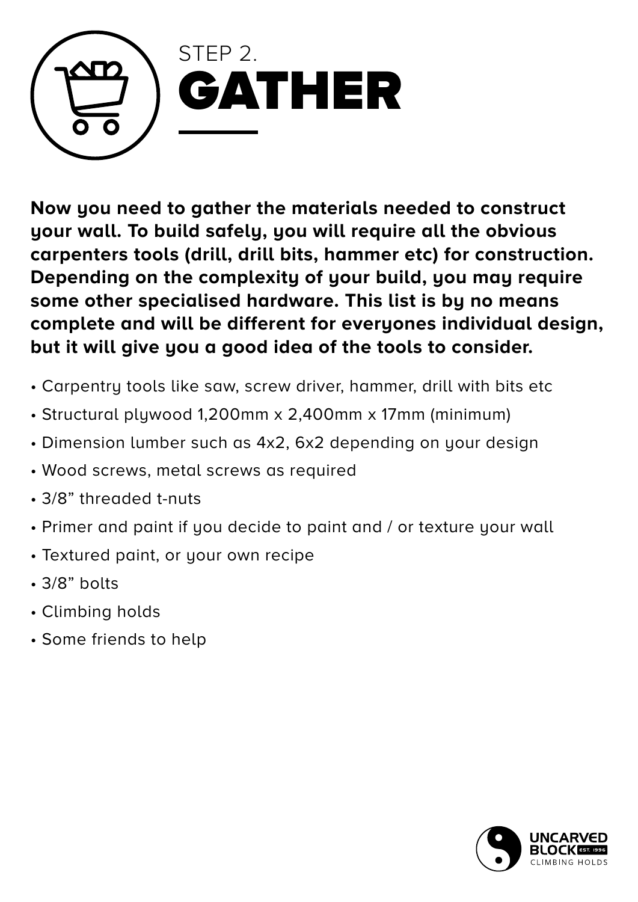# STEP 2.
# GATHER

**Now you need to gather the materials needed to construct your wall. To build safely, you will require all the obvious carpenters tools (drill, drill bits, hammer etc) for construction. Depending on the complexity of your build, you may require some other specialised hardware. This list is by no means complete and will be different for everyones individual design, but it will give you a good idea of the tools to consider.**

- Carpentry tools like saw, screw driver, hammer, drill with bits etc
- Structural plywood 1,200mm x 2,400mm x 17mm (minimum)
- Dimension lumber such as 4x2, 6x2 depending on your design
- Wood screws, metal screws as required
- 3/8" threaded t-nuts
- Primer and paint if you decide to paint and / or texture your wall
- Textured paint, or your own recipe
- 3/8" bolts
- Climbing holds
- Some friends to help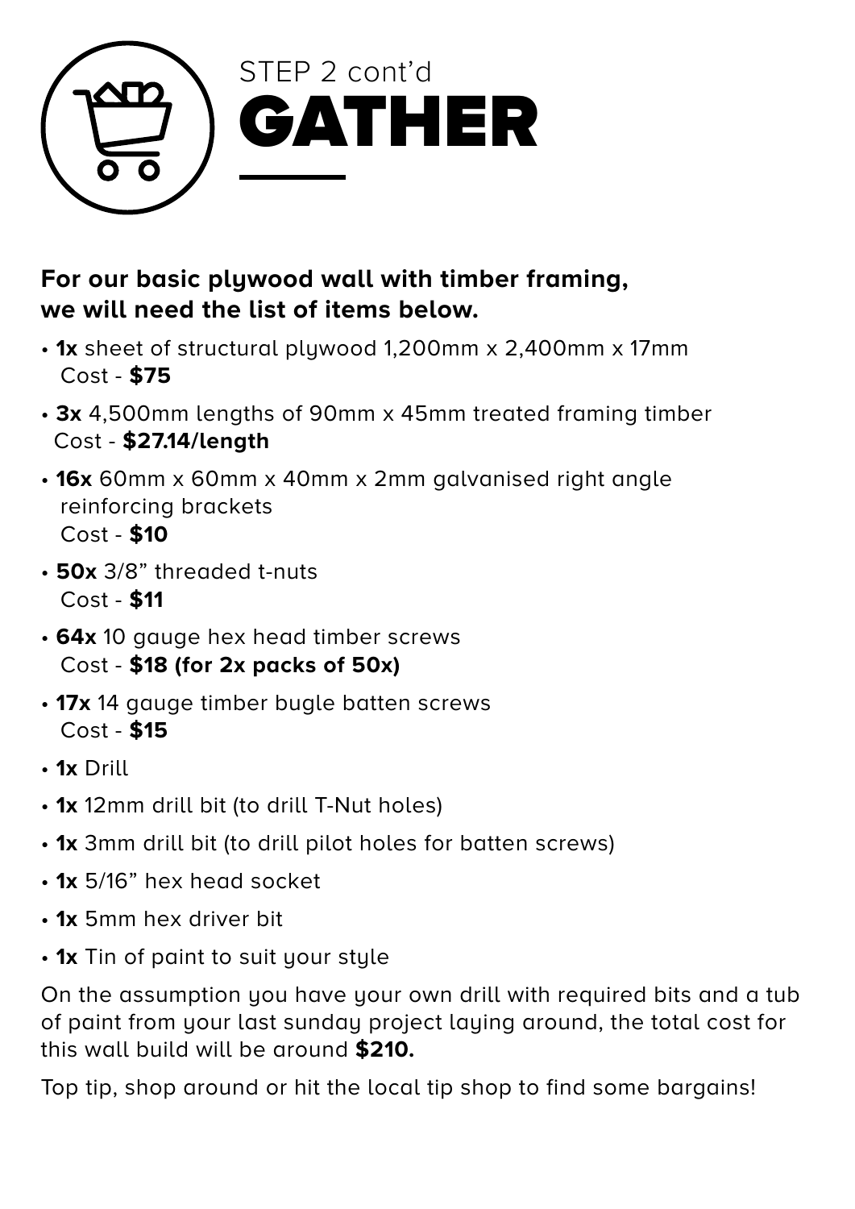STEP 2 cont'd

# GATHER

**For our basic plywood wall with timber framing, we will need the list of items below.**

- **1x** sheet of structural plywood 1,200mm x 2,400mm x 17mm
  Cost - **$75**
- **3x** 4,500mm lengths of 90mm x 45mm treated framing timber
  Cost - **$27.14/length**
- **16x** 60mm x 60mm x 40mm x 2mm galvanised right angle reinforcing brackets
  Cost - **$10**
- **50x** 3/8" threaded t-nuts
  Cost - **$11**
- **64x** 10 gauge hex head timber screws
  Cost - **$18 (for 2x packs of 50x)**
- **17x** 14 gauge timber bugle batten screws
  Cost - **$15**
- **1x** Drill
- **1x** 12mm drill bit (to drill T-Nut holes)
- **1x** 3mm drill bit (to drill pilot holes for batten screws)
- **1x** 5/16" hex head socket
- **1x** 5mm hex driver bit
- **1x** Tin of paint to suit your style

On the assumption you have your own drill with required bits and a tub of paint from your last sunday project laying around, the total cost for this wall build will be around **$210.**

Top tip, shop around or hit the local tip shop to find some bargains!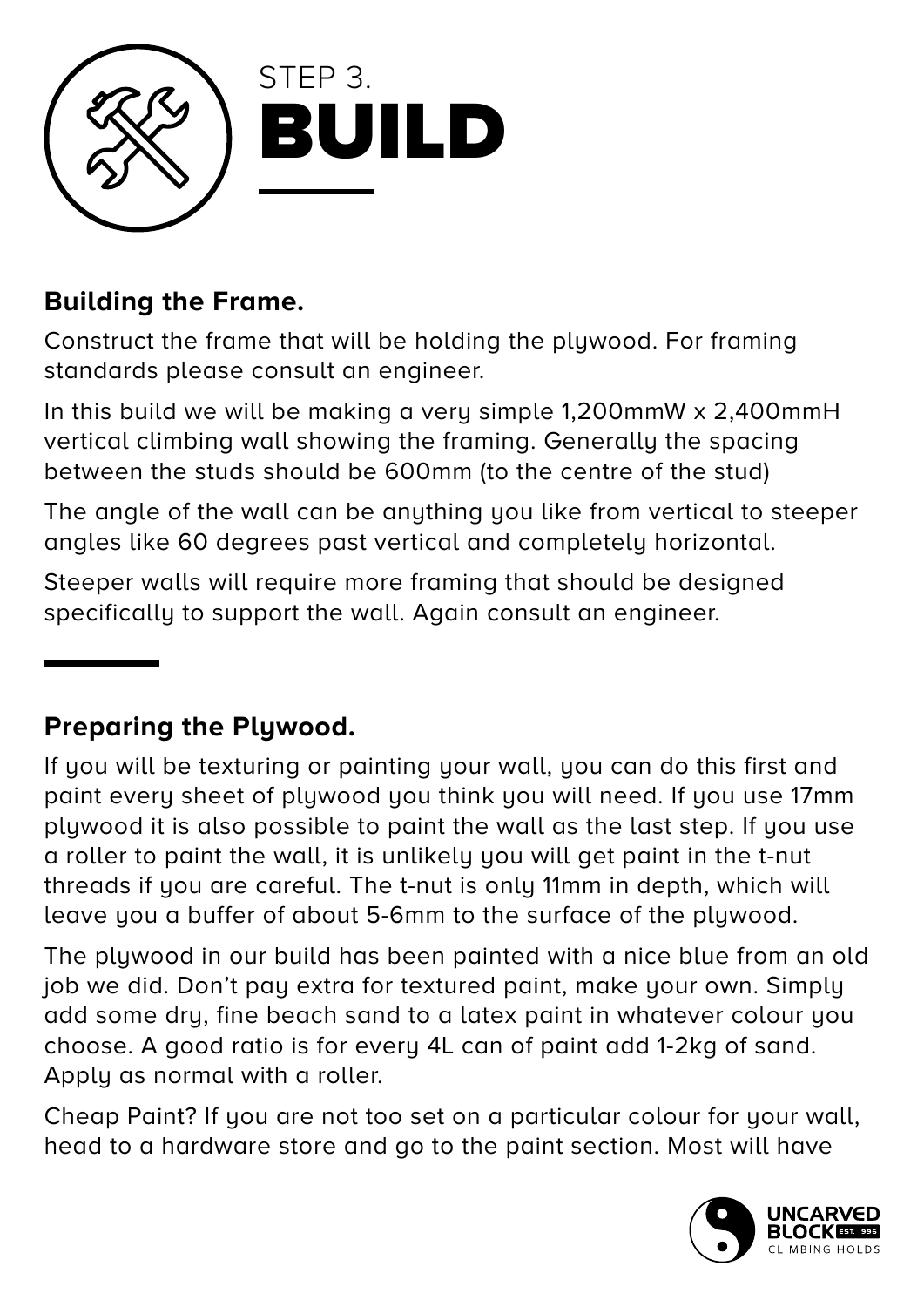STEP 3.

# BUILD

## Building the Frame.

Construct the frame that will be holding the plywood. For framing standards please consult an engineer.

In this build we will be making a very simple 1,200mmW x 2,400mmH vertical climbing wall showing the framing. Generally the spacing between the studs should be 600mm (to the centre of the stud)

The angle of the wall can be anything you like from vertical to steeper angles like 60 degrees past vertical and completely horizontal.

Steeper walls will require more framing that should be designed specifically to support the wall. Again consult an engineer.

## Preparing the Plywood.

If you will be texturing or painting your wall, you can do this first and paint every sheet of plywood you think you will need. If you use 17mm plywood it is also possible to paint the wall as the last step. If you use a roller to paint the wall, it is unlikely you will get paint in the t-nut threads if you are careful. The t-nut is only 11mm in depth, which will leave you a buffer of about 5-6mm to the surface of the plywood.

The plywood in our build has been painted with a nice blue from an old job we did. Don't pay extra for textured paint, make your own. Simply add some dry, fine beach sand to a latex paint in whatever colour you choose. A good ratio is for every 4L can of paint add 1-2kg of sand. Apply as normal with a roller.

Cheap Paint? If you are not too set on a particular colour for your wall, head to a hardware store and go to the paint section. Most will have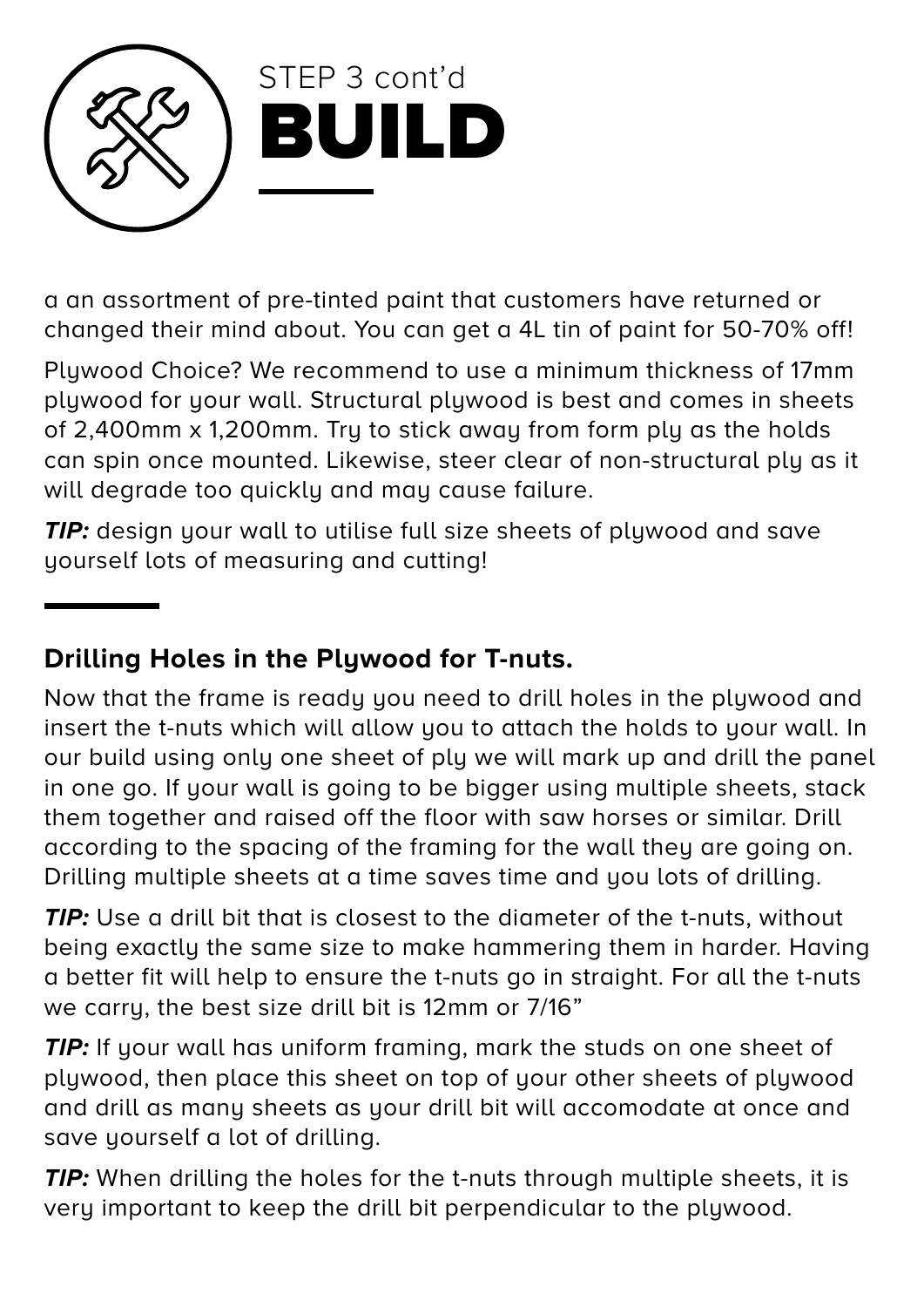STEP 3 cont'd

# BUILD

a an assortment of pre-tinted paint that customers have returned or changed their mind about. You can get a 4L tin of paint for 50-70% off!

Plywood Choice? We recommend to use a minimum thickness of 17mm plywood for your wall. Structural plywood is best and comes in sheets of 2,400mm x 1,200mm. Try to stick away from form ply as the holds can spin once mounted. Likewise, steer clear of non-structural ply as it will degrade too quickly and may cause failure.

***TIP:*** design your wall to utilise full size sheets of plywood and save yourself lots of measuring and cutting!

---

## Drilling Holes in the Plywood for T-nuts.

Now that the frame is ready you need to drill holes in the plywood and insert the t-nuts which will allow you to attach the holds to your wall. In our build using only one sheet of ply we will mark up and drill the panel in one go. If your wall is going to be bigger using multiple sheets, stack them together and raised off the floor with saw horses or similar. Drill according to the spacing of the framing for the wall they are going on. Drilling multiple sheets at a time saves time and you lots of drilling.

***TIP:*** Use a drill bit that is closest to the diameter of the t-nuts, without being exactly the same size to make hammering them in harder. Having a better fit will help to ensure the t-nuts go in straight. For all the t-nuts we carry, the best size drill bit is 12mm or 7/16"

***TIP:*** If your wall has uniform framing, mark the studs on one sheet of plywood, then place this sheet on top of your other sheets of plywood and drill as many sheets as your drill bit will accomodate at once and save yourself a lot of drilling.

***TIP:*** When drilling the holes for the t-nuts through multiple sheets, it is very important to keep the drill bit perpendicular to the plywood.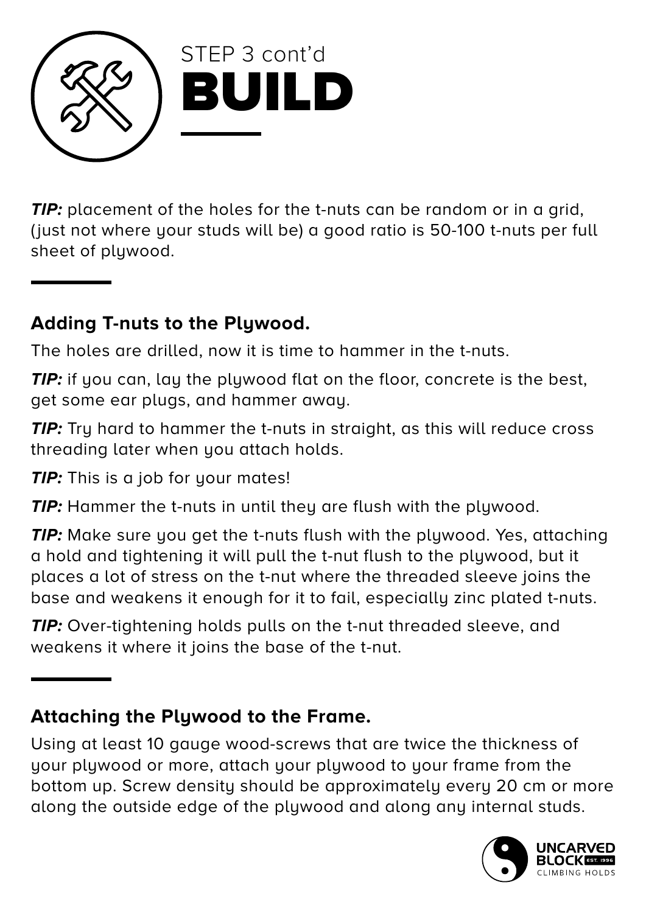STEP 3 cont'd

# BUILD

***TIP:*** placement of the holes for the t-nuts can be random or in a grid, (just not where your studs will be) a good ratio is 50-100 t-nuts per full sheet of plywood.

---

## Adding T-nuts to the Plywood.

The holes are drilled, now it is time to hammer in the t-nuts.

***TIP:*** if you can, lay the plywood flat on the floor, concrete is the best, get some ear plugs, and hammer away.

***TIP:*** Try hard to hammer the t-nuts in straight, as this will reduce cross threading later when you attach holds.

***TIP:*** This is a job for your mates!

***TIP:*** Hammer the t-nuts in until they are flush with the plywood.

***TIP:*** Make sure you get the t-nuts flush with the plywood. Yes, attaching a hold and tightening it will pull the t-nut flush to the plywood, but it places a lot of stress on the t-nut where the threaded sleeve joins the base and weakens it enough for it to fail, especially zinc plated t-nuts.

***TIP:*** Over-tightening holds pulls on the t-nut threaded sleeve, and weakens it where it joins the base of the t-nut.

---

## Attaching the Plywood to the Frame.

Using at least 10 gauge wood-screws that are twice the thickness of your plywood or more, attach your plywood to your frame from the bottom up. Screw density should be approximately every 20 cm or more along the outside edge of the plywood and along any internal studs.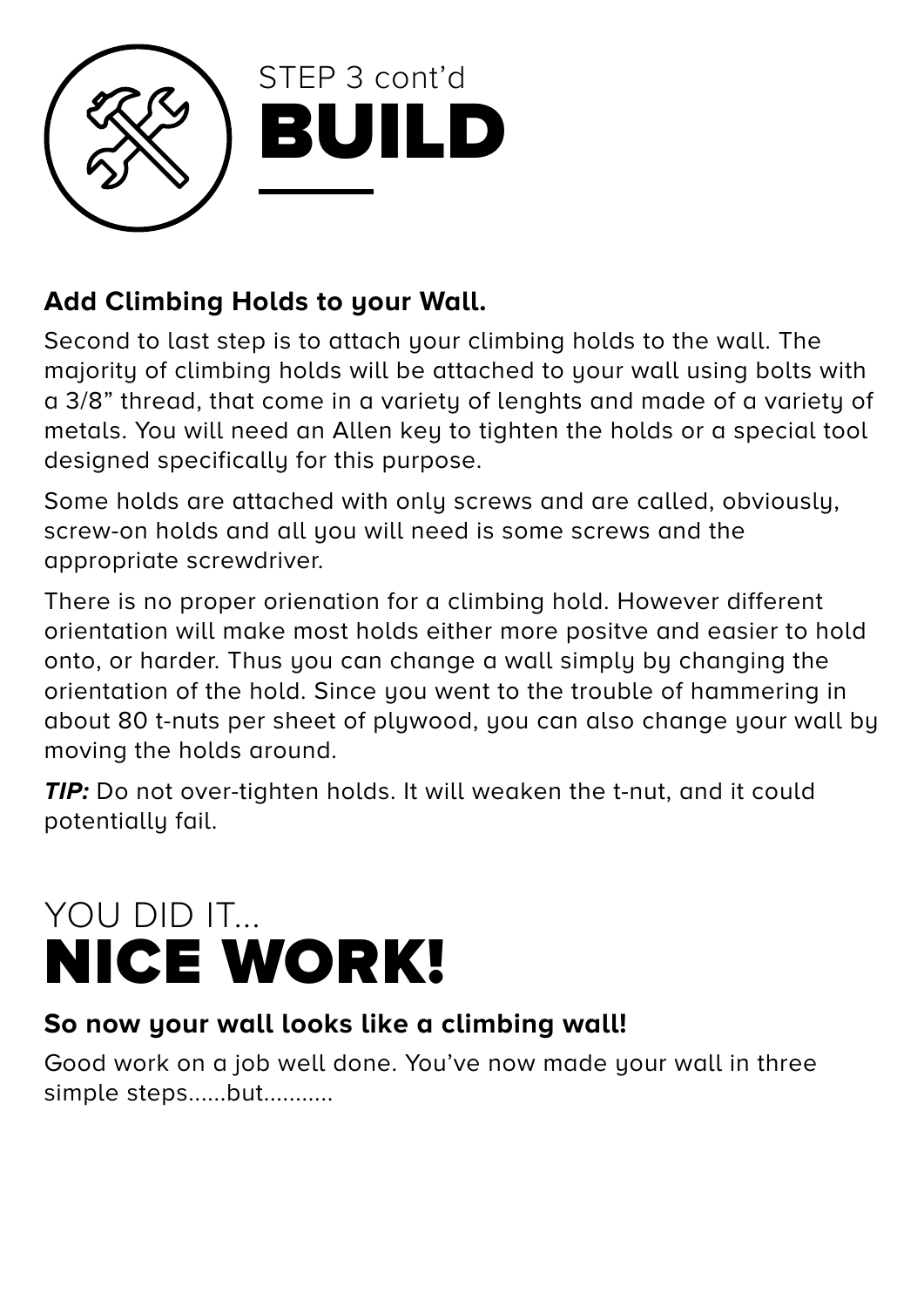STEP 3 cont'd

# BUILD

### Add Climbing Holds to your Wall.

Second to last step is to attach your climbing holds to the wall. The majority of climbing holds will be attached to your wall using bolts with a 3/8" thread, that come in a variety of lenghts and made of a variety of metals. You will need an Allen key to tighten the holds or a special tool designed specifically for this purpose.

Some holds are attached with only screws and are called, obviously, screw-on holds and all you will need is some screws and the appropriate screwdriver.

There is no proper orienation for a climbing hold. However different orientation will make most holds either more positve and easier to hold onto, or harder. Thus you can change a wall simply by changing the orientation of the hold. Since you went to the trouble of hammering in about 80 t-nuts per sheet of plywood, you can also change your wall by moving the holds around.

***TIP:*** Do not over-tighten holds. It will weaken the t-nut, and it could potentially fail.

YOU DID IT...

# NICE WORK!

### So now your wall looks like a climbing wall!

Good work on a job well done. You've now made your wall in three simple steps......but...........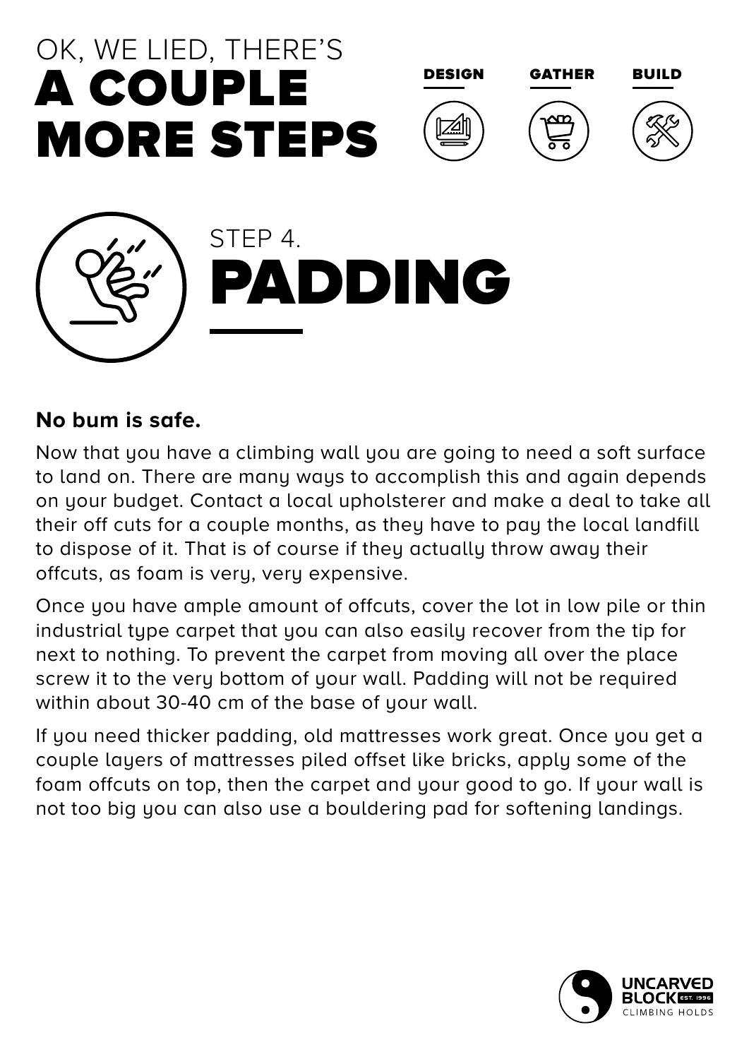# OK, WE LIED, THERE'S A COUPLE MORE STEPS

DESIGN GATHER BUILD

## STEP 4. PADDING

**No bum is safe.**

Now that you have a climbing wall you are going to need a soft surface to land on. There are many ways to accomplish this and again depends on your budget. Contact a local upholsterer and make a deal to take all their off cuts for a couple months, as they have to pay the local landfill to dispose of it. That is of course if they actually throw away their offcuts, as foam is very, very expensive.

Once you have ample amount of offcuts, cover the lot in low pile or thin industrial type carpet that you can also easily recover from the tip for next to nothing. To prevent the carpet from moving all over the place screw it to the very bottom of your wall. Padding will not be required within about 30-40 cm of the base of your wall.

If you need thicker padding, old mattresses work great. Once you get a couple layers of mattresses piled offset like bricks, apply some of the foam offcuts on top, then the carpet and your good to go. If your wall is not too big you can also use a bouldering pad for softening landings.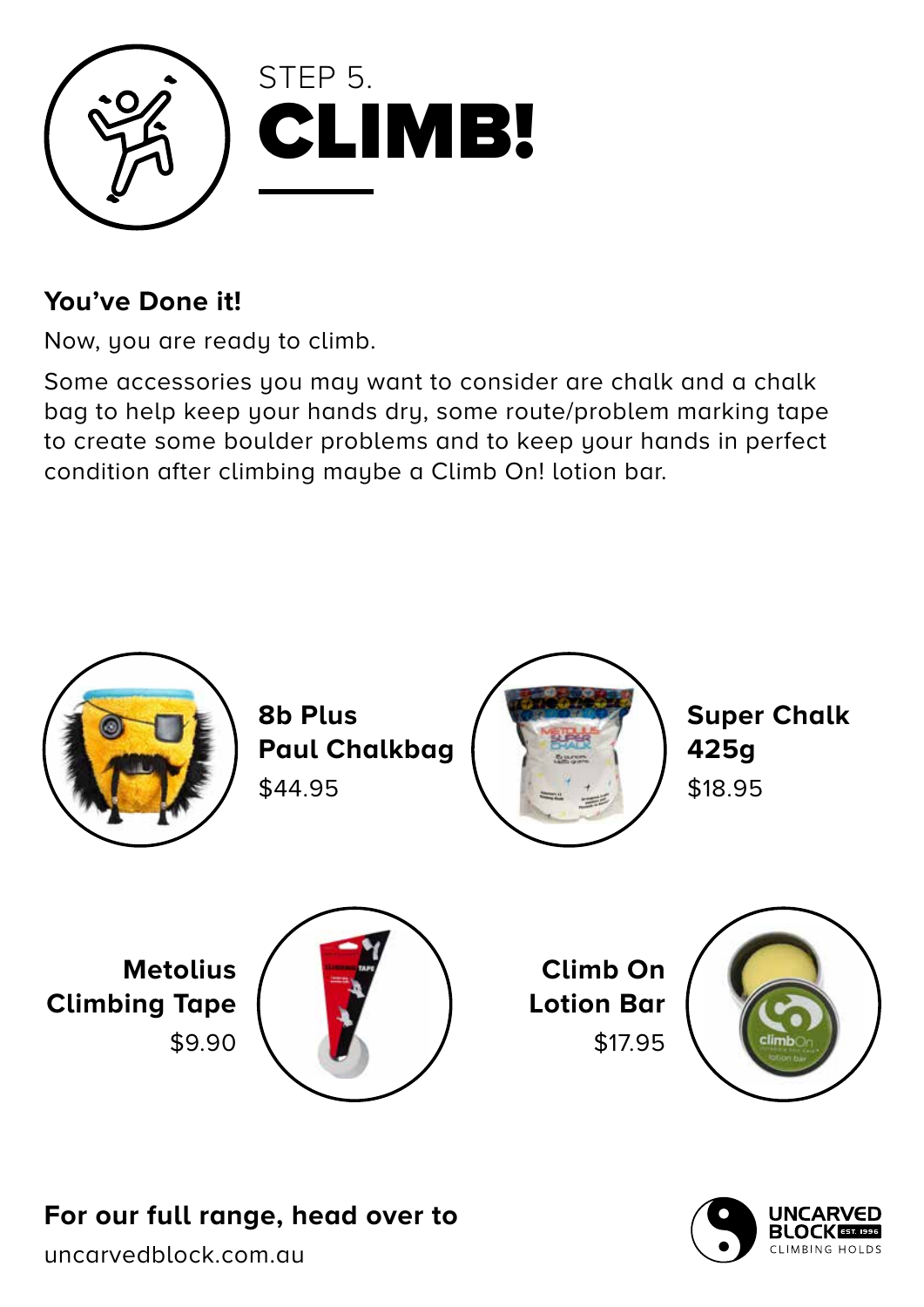STEP 5.

# CLIMB!

**You've Done it!**

Now, you are ready to climb.

Some accessories you may want to consider are chalk and a chalk bag to help keep your hands dry, some route/problem marking tape to create some boulder problems and to keep your hands in perfect condition after climbing maybe a Climb On! lotion bar.

**8b Plus Paul Chalkbag**
$44.95

**Super Chalk 425g**
$18.95

**Metolius Climbing Tape**
$9.90

**Climb On Lotion Bar**
$17.95

**For our full range, head over to**
uncarvedblock.com.au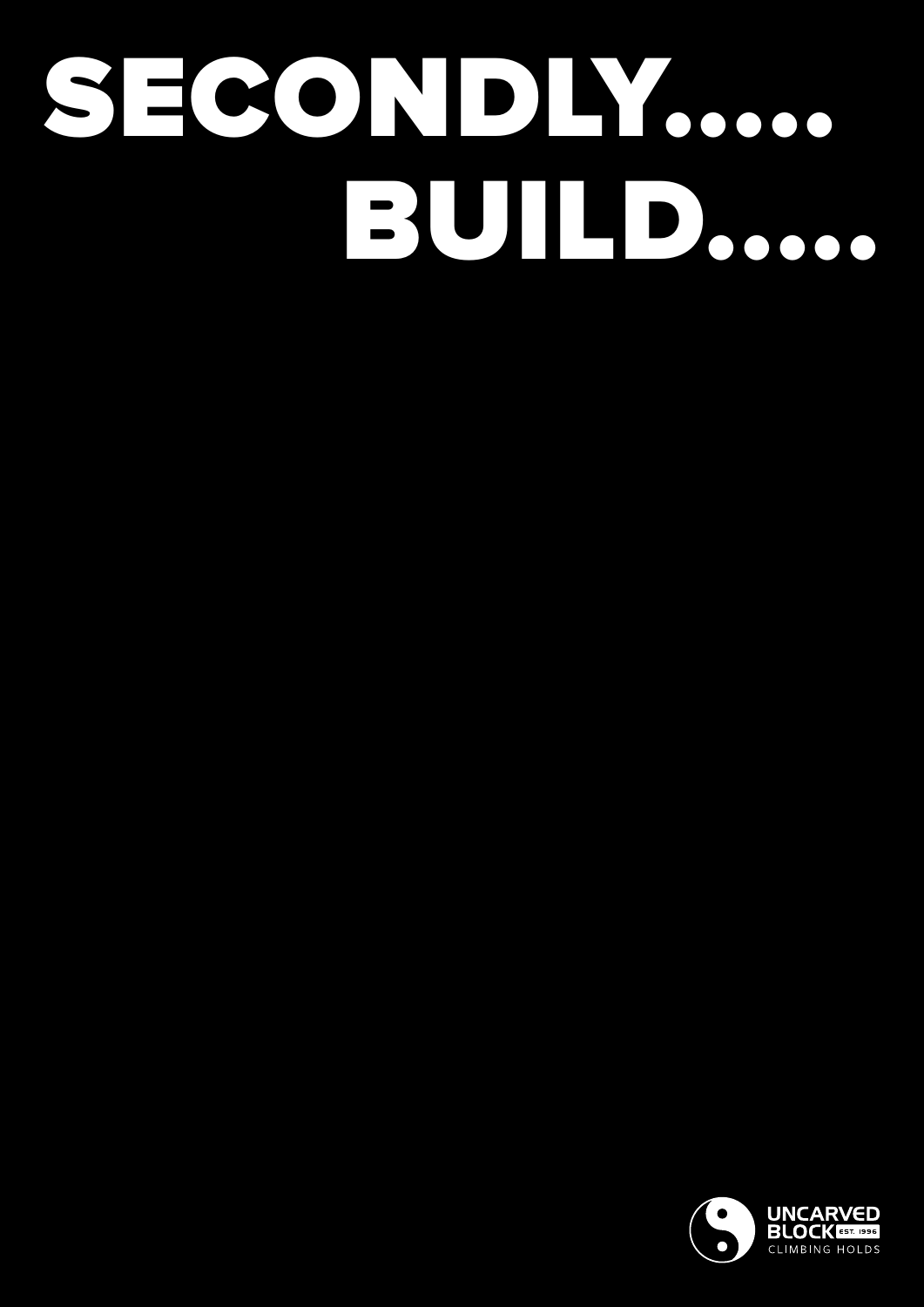# SECONDLY.....
# BUILD.....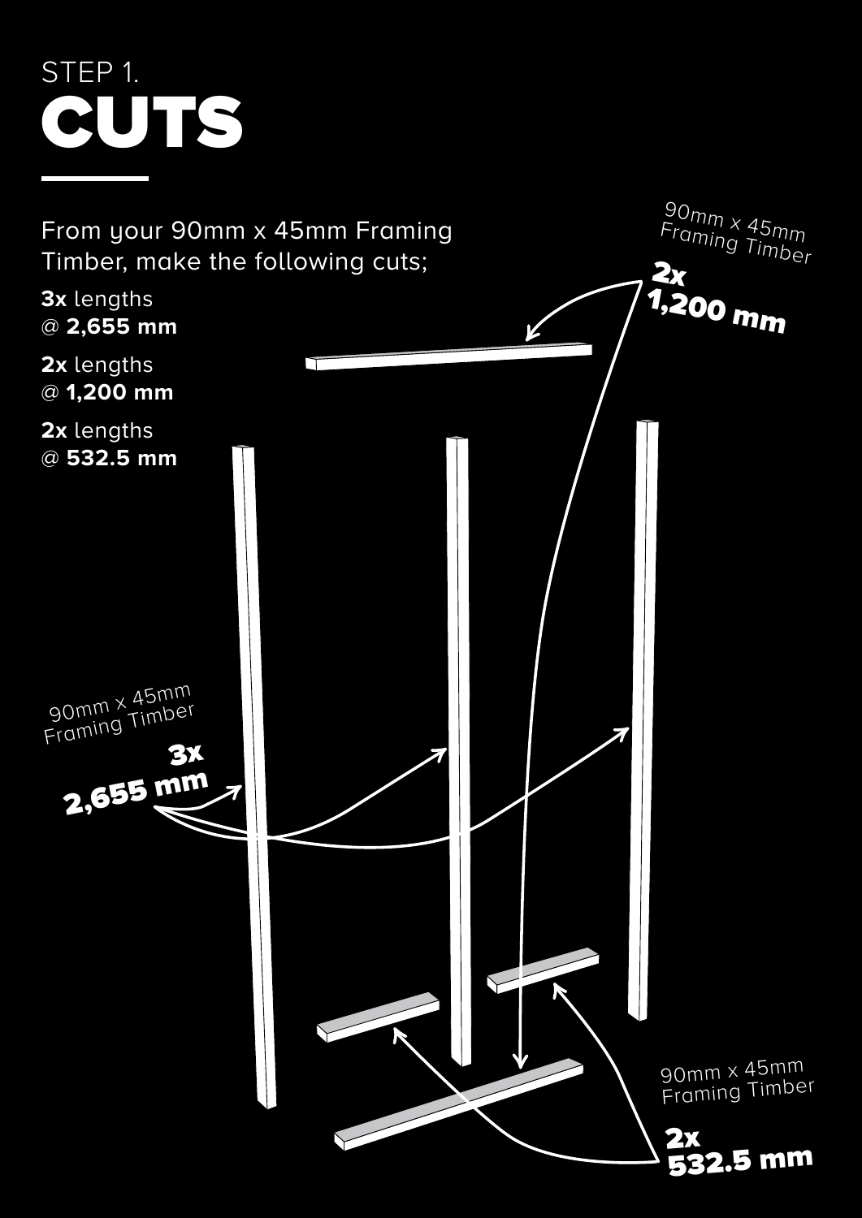STEP 1.

# CUTS

From your 90mm x 45mm Framing Timber, make the following cuts;

**3x** lengths @ **2,655 mm**

**2x** lengths @ **1,200 mm**

**2x** lengths @ **532.5 mm**

90mm x 45mm Framing Timber
**2x 1,200 mm**

90mm x 45mm Framing Timber
**3x 2,655 mm**

90mm x 45mm Framing Timber
**2x 532.5 mm**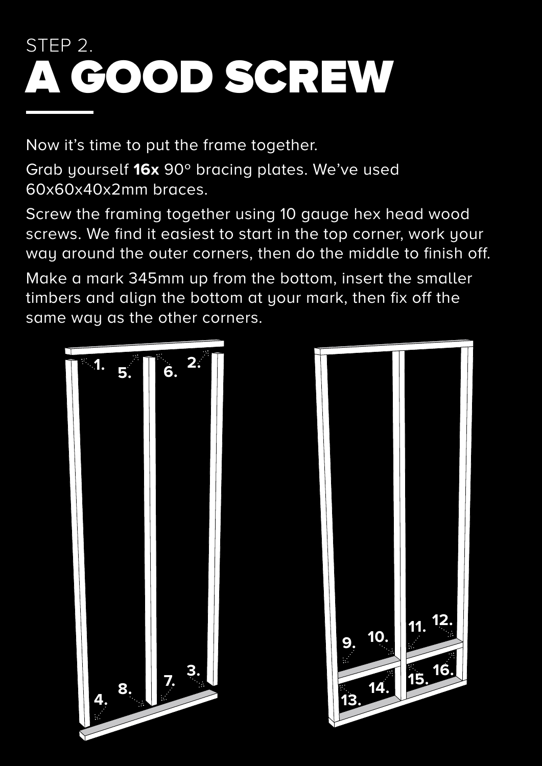STEP 2.

# A GOOD SCREW

Now it's time to put the frame together.

Grab yourself **16x** 90° bracing plates. We've used 60x60x40x2mm braces.

Screw the framing together using 10 gauge hex head wood screws. We find it easiest to start in the top corner, work your way around the outer corners, then do the middle to finish off.

Make a mark 345mm up from the bottom, insert the smaller timbers and align the bottom at your mark, then fix off the same way as the other corners.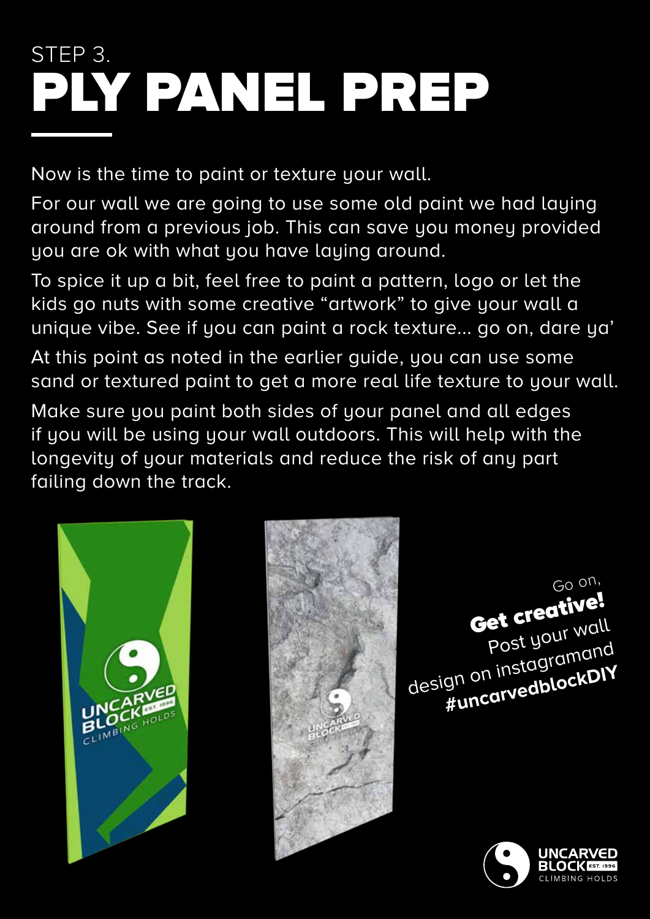STEP 3.

# PLY PANEL PREP

Now is the time to paint or texture your wall.

For our wall we are going to use some old paint we had laying around from a previous job. This can save you money provided you are ok with what you have laying around.

To spice it up a bit, feel free to paint a pattern, logo or let the kids go nuts with some creative "artwork" to give your wall a unique vibe. See if you can paint a rock texture... go on, dare ya'

At this point as noted in the earlier guide, you can use some sand or textured paint to get a more real life texture to your wall.

Make sure you paint both sides of your panel and all edges if you will be using your wall outdoors. This will help with the longevity of your materials and reduce the risk of any part failing down the track.

Go on,
**Get creative!**
Post your wall design on instagramand
**#uncarvedblockDIY**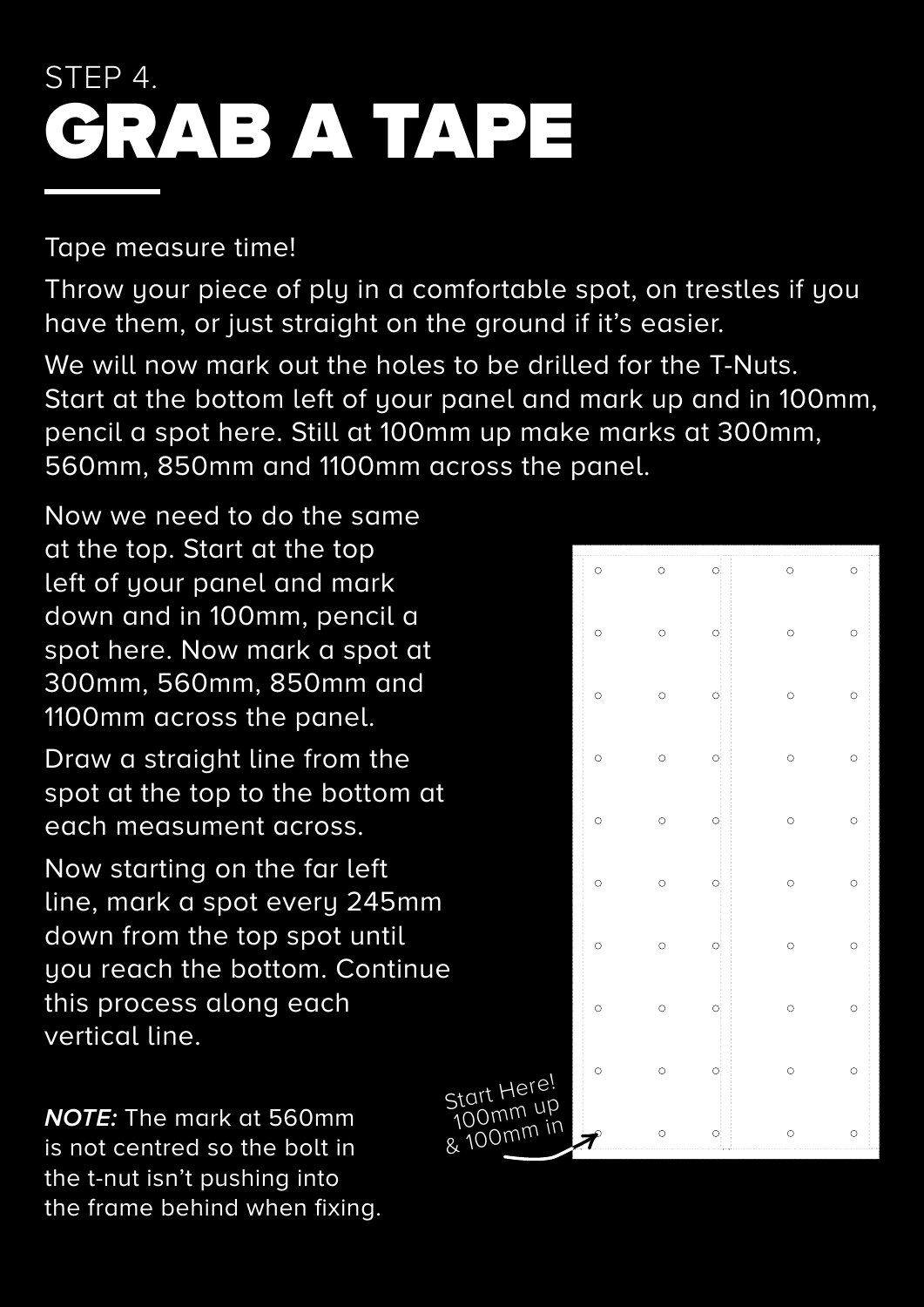STEP 4.

# GRAB A TAPE

Tape measure time!

Throw your piece of ply in a comfortable spot, on trestles if you have them, or just straight on the ground if it's easier.

We will now mark out the holes to be drilled for the T-Nuts. Start at the bottom left of your panel and mark up and in 100mm, pencil a spot here. Still at 100mm up make marks at 300mm, 560mm, 850mm and 1100mm across the panel.

Now we need to do the same at the top. Start at the top left of your panel and mark down and in 100mm, pencil a spot here. Now mark a spot at 300mm, 560mm, 850mm and 1100mm across the panel.

Draw a straight line from the spot at the top to the bottom at each measument across.

Now starting on the far left line, mark a spot every 245mm down from the top spot until you reach the bottom. Continue this process along each vertical line.

***NOTE:*** The mark at 560mm is not centred so the bolt in the t-nut isn't pushing into the frame behind when fixing.

Start Here! 100mm up & 100mm in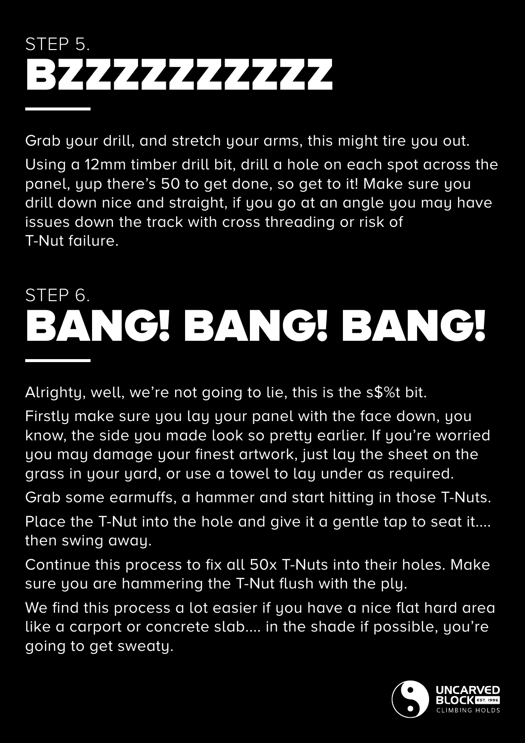STEP 5.

# BZZZZZZZZZZ

Grab your drill, and stretch your arms, this might tire you out.

Using a 12mm timber drill bit, drill a hole on each spot across the panel, yup there's 50 to get done, so get to it! Make sure you drill down nice and straight, if you go at an angle you may have issues down the track with cross threading or risk of T-Nut failure.

STEP 6.

# BANG! BANG! BANG!

Alrighty, well, we're not going to lie, this is the s$%t bit.

Firstly make sure you lay your panel with the face down, you know, the side you made look so pretty earlier. If you're worried you may damage your finest artwork, just lay the sheet on the grass in your yard, or use a towel to lay under as required.

Grab some earmuffs, a hammer and start hitting in those T-Nuts.

Place the T-Nut into the hole and give it a gentle tap to seat it.... then swing away.

Continue this process to fix all 50x T-Nuts into their holes. Make sure you are hammering the T-Nut flush with the ply.

We find this process a lot easier if you have a nice flat hard area like a carport or concrete slab.... in the shade if possible, you're going to get sweaty.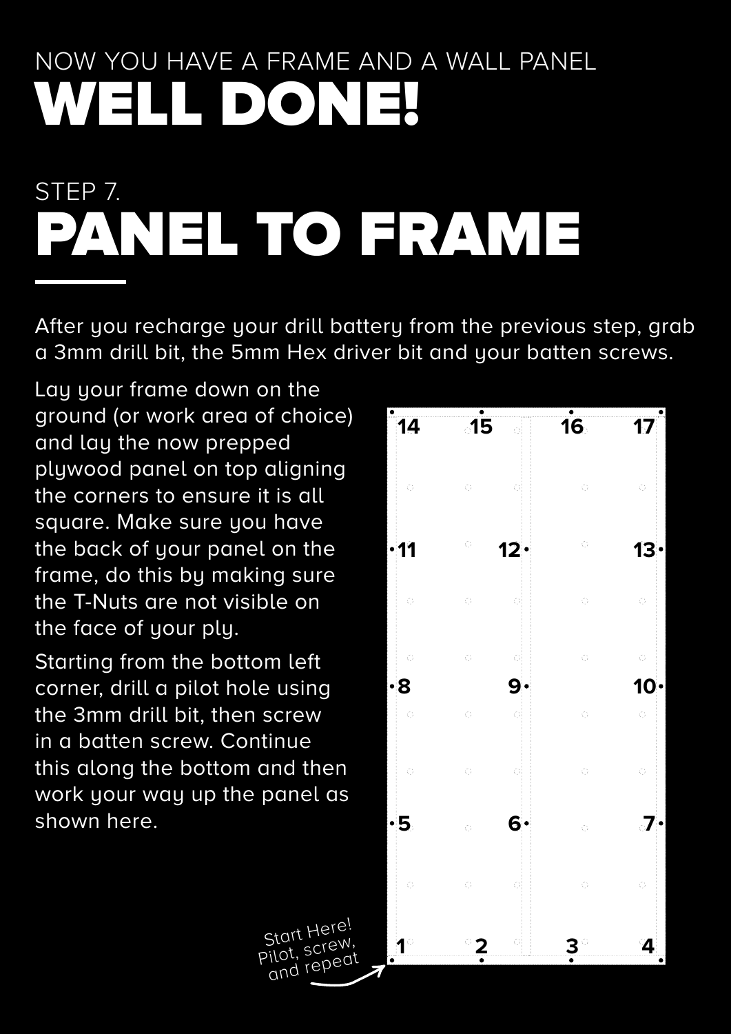NOW YOU HAVE A FRAME AND A WALL PANEL

# WELL DONE!

STEP 7.

# PANEL TO FRAME

After you recharge your drill battery from the previous step, grab a 3mm drill bit, the 5mm Hex driver bit and your batten screws.

Lay your frame down on the ground (or work area of choice) and lay the now prepped plywood panel on top aligning the corners to ensure it is all square. Make sure you have the back of your panel on the frame, do this by making sure the T-Nuts are not visible on the face of your ply.

Starting from the bottom left corner, drill a pilot hole using the 3mm drill bit, then screw in a batten screw. Continue this along the bottom and then work your way up the panel as shown here.

14 15 16 17

11 12 13

8 9 10

5 6 7

1 2 3 4

Start Here! Pilot, screw, and repeat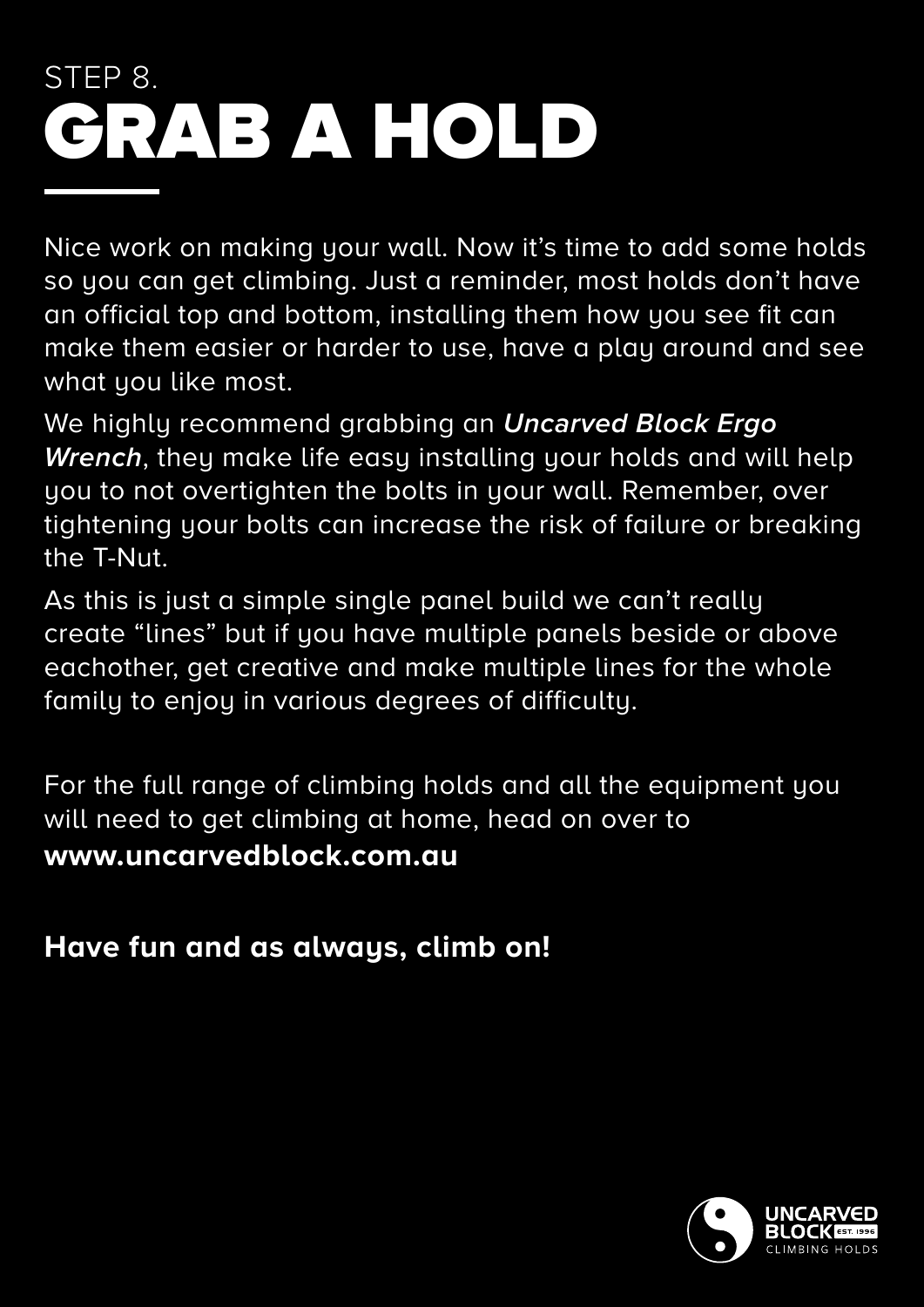STEP 8.

# GRAB A HOLD

Nice work on making your wall. Now it's time to add some holds so you can get climbing. Just a reminder, most holds don't have an official top and bottom, installing them how you see fit can make them easier or harder to use, have a play around and see what you like most.

We highly recommend grabbing an ***Uncarved Block Ergo Wrench***, they make life easy installing your holds and will help you to not overtighten the bolts in your wall. Remember, over tightening your bolts can increase the risk of failure or breaking the T-Nut.

As this is just a simple single panel build we can't really create "lines" but if you have multiple panels beside or above eachother, get creative and make multiple lines for the whole family to enjoy in various degrees of difficulty.

For the full range of climbing holds and all the equipment you will need to get climbing at home, head on over to **www.uncarvedblock.com.au**

**Have fun and as always, climb on!**

UNCARVED BLOCK EST. 1996 CLIMBING HOLDS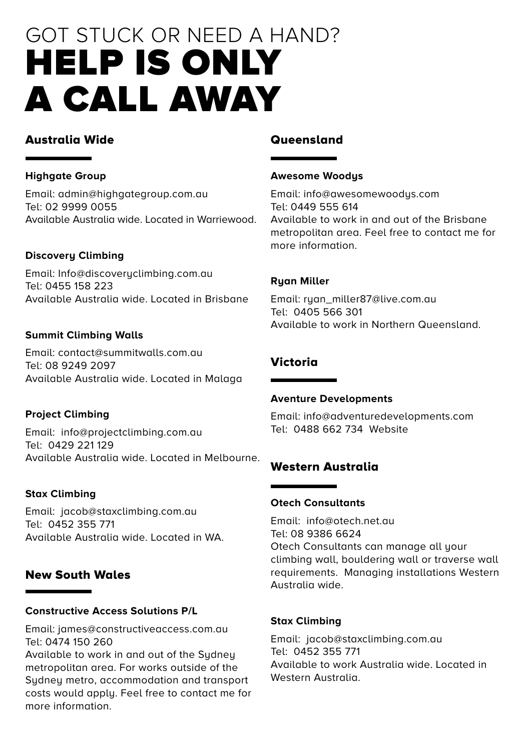GOT STUCK OR NEED A HAND?

# HELP IS ONLY A CALL AWAY

## Australia Wide

**Highgate Group**

Email: admin@highgategroup.com.au
Tel: 02 9999 0055
Available Australia wide. Located in Warriewood.

**Discovery Climbing**

Email: Info@discoveryclimbing.com.au
Tel: 0455 158 223
Available Australia wide. Located in Brisbane

**Summit Climbing Walls**

Email: contact@summitwalls.com.au
Tel: 08 9249 2097
Available Australia wide. Located in Malaga

**Project Climbing**

Email: info@projectclimbing.com.au
Tel: 0429 221 129
Available Australia wide. Located in Melbourne.

**Stax Climbing**

Email: jacob@staxclimbing.com.au
Tel: 0452 355 771
Available Australia wide. Located in WA.

## New South Wales

**Constructive Access Solutions P/L**

Email: james@constructiveaccess.com.au
Tel: 0474 150 260
Available to work in and out of the Sydney metropolitan area. For works outside of the Sydney metro, accommodation and transport costs would apply. Feel free to contact me for more information.

## Queensland

**Awesome Woodys**

Email: info@awesomewoodys.com
Tel: 0449 555 614
Available to work in and out of the Brisbane metropolitan area. Feel free to contact me for more information.

**Ryan Miller**

Email: ryan_miller87@live.com.au
Tel: 0405 566 301
Available to work in Northern Queensland.

## Victoria

**Aventure Developments**

Email: info@adventuredevelopments.com
Tel: 0488 662 734 Website

## Western Australia

**Otech Consultants**

Email: info@otech.net.au
Tel: 08 9386 6624
Otech Consultants can manage all your climbing wall, bouldering wall or traverse wall requirements. Managing installations Western Australia wide.

**Stax Climbing**

Email: jacob@staxclimbing.com.au
Tel: 0452 355 771
Available to work Australia wide. Located in Western Australia.